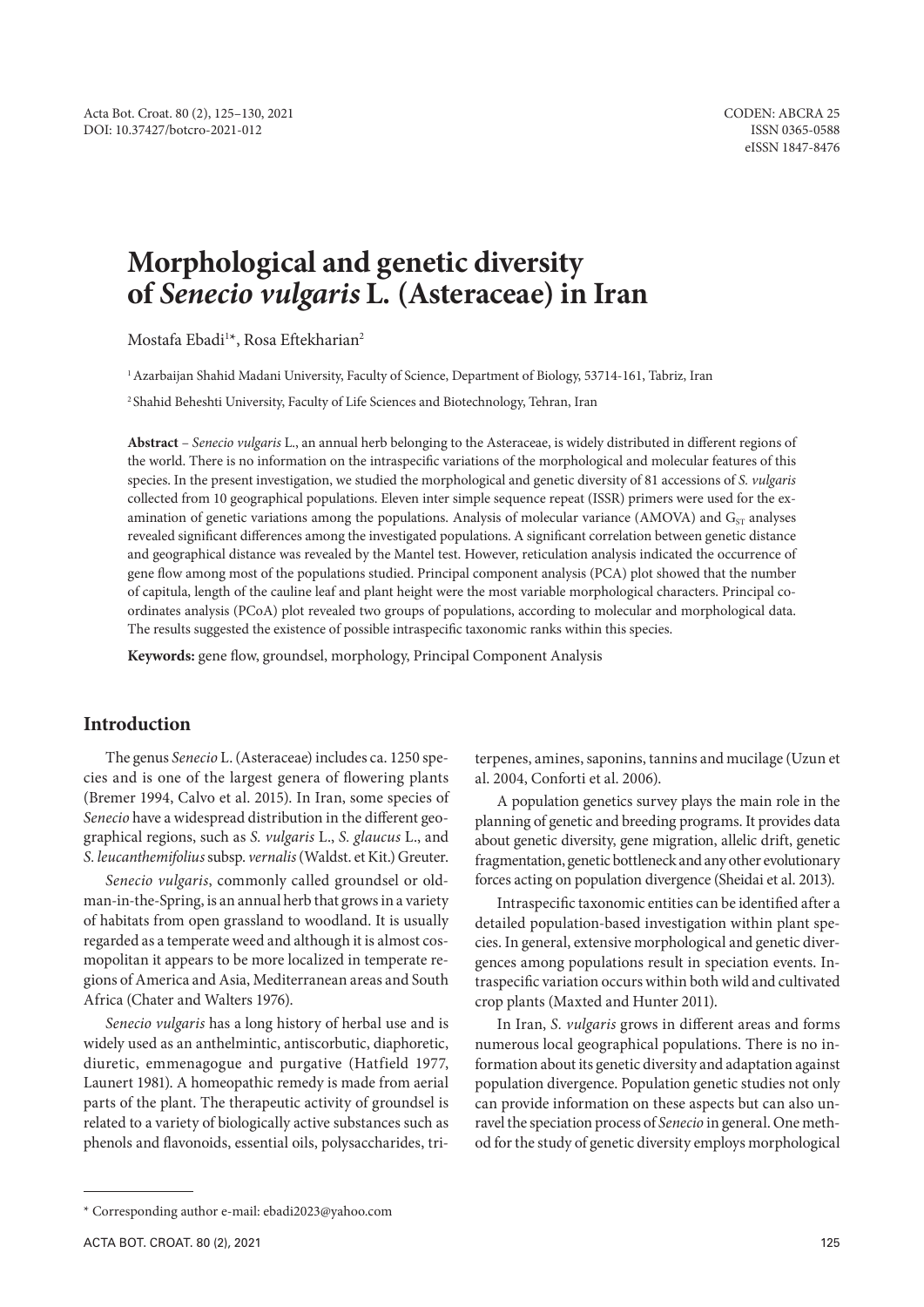# Morphological and genetic diversity of *Senecio vulgaris* L. (Asteraceae) in Iran

Mostafa Ebadi[1]*, Rosa Eftekharian[2]

[1] Azarbaijan Shahid Madani University, Faculty of Science, Department of Biology, 53714-161, Tabriz, Iran

[2] Shahid Beheshti University, Faculty of Life Sciences and Biotechnology, Tehran, Iran

**Abstract** – *Senecio vulgaris* L., an annual herb belonging to the Asteraceae, is widely distributed in different regions of the world. There is no information on the intraspecific variations of the morphological and molecular features of this species. In the present investigation, we studied the morphological and genetic diversity of 81 accessions of *S. vulgaris* collected from 10 geographical populations. Eleven inter simple sequence repeat (ISSR) primers were used for the examination of genetic variations among the populations. Analysis of molecular variance (AMOVA) and $G_{ST}$ analyses revealed significant differences among the investigated populations. A significant correlation between genetic distance and geographical distance was revealed by the Mantel test. However, reticulation analysis indicated the occurrence of gene flow among most of the populations studied. Principal component analysis (PCA) plot showed that the number of capitula, length of the cauline leaf and plant height were the most variable morphological characters. Principal coordinates analysis (PCoA) plot revealed two groups of populations, according to molecular and morphological data. The results suggested the existence of possible intraspecific taxonomic ranks within this species.

**Keywords:** gene flow, groundsel, morphology, Principal Component Analysis

## Introduction

The genus *Senecio* L. (Asteraceae) includes ca. 1250 species and is one of the largest genera of flowering plants (Bremer 1994, Calvo et al. 2015). In Iran, some species of *Senecio* have a widespread distribution in the different geographical regions, such as *S. vulgaris* L., *S. glaucus* L., and *S. leucanthemifolius* subsp. *vernalis* (Waldst. et Kit.) Greuter.

*Senecio vulgaris*, commonly called groundsel or old-man-in-the-Spring, is an annual herb that grows in a variety of habitats from open grassland to woodland. It is usually regarded as a temperate weed and although it is almost cosmopolitan it appears to be more localized in temperate regions of America and Asia, Mediterranean areas and South Africa (Chater and Walters 1976).

*Senecio vulgaris* has a long history of herbal use and is widely used as an anthelmintic, antiscorbutic, diaphoretic, diuretic, emmenagogue and purgative (Hatfield 1977, Launert 1981). A homeopathic remedy is made from aerial parts of the plant. The therapeutic activity of groundsel is related to a variety of biologically active substances such as phenols and flavonoids, essential oils, polysaccharides, triterpenes, amines, saponins, tannins and mucilage (Uzun et al. 2004, Conforti et al. 2006).

A population genetics survey plays the main role in the planning of genetic and breeding programs. It provides data about genetic diversity, gene migration, allelic drift, genetic fragmentation, genetic bottleneck and any other evolutionary forces acting on population divergence (Sheidai et al. 2013).

Intraspecific taxonomic entities can be identified after a detailed population-based investigation within plant species. In general, extensive morphological and genetic divergences among populations result in speciation events. Intraspecific variation occurs within both wild and cultivated crop plants (Maxted and Hunter 2011).

In Iran, *S. vulgaris* grows in different areas and forms numerous local geographical populations. There is no information about its genetic diversity and adaptation against population divergence. Population genetic studies not only can provide information on these aspects but can also unravel the speciation process of *Senecio* in general. One method for the study of genetic diversity employs morphological

\* Corresponding author e-mail: ebadi2023@yahoo.com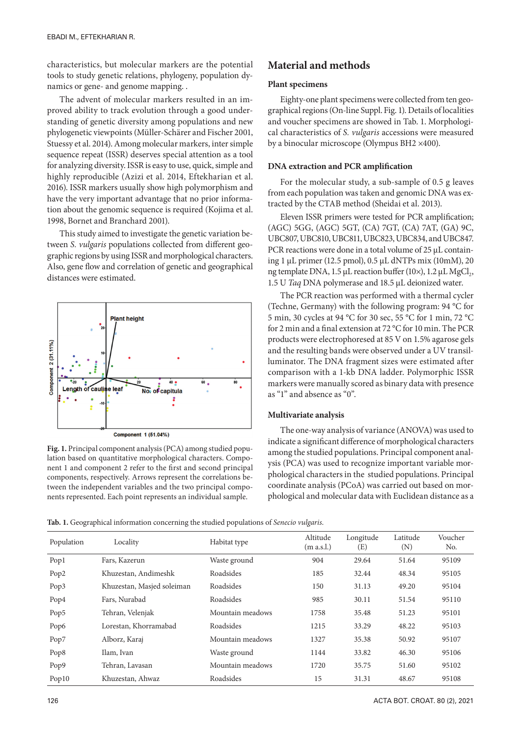characteristics, but molecular markers are the potential tools to study genetic relations, phylogeny, population dynamics or gene- and genome mapping. .

The advent of molecular markers resulted in an improved ability to track evolution through a good understanding of genetic diversity among populations and new phylogenetic viewpoints (Müller-Schärer and Fischer 2001, Stuessy et al. 2014). Among molecular markers, inter simple sequence repeat (ISSR) deserves special attention as a tool for analyzing diversity. ISSR is easy to use, quick, simple and highly reproducible (Azizi et al. 2014, Eftekharian et al. 2016). ISSR markers usually show high polymorphism and have the very important advantage that no prior information about the genomic sequence is required (Kojima et al. 1998, Bornet and Branchard 2001).

This study aimed to investigate the genetic variation between *S. vulgaris* populations collected from different geographic regions by using ISSR and morphological characters. Also, gene flow and correlation of genetic and geographical distances were estimated.

**Fig. 1.** Principal component analysis (PCA) among studied population based on quantitative morphological characters. Component 1 and component 2 refer to the first and second principal components, respectively. Arrows represent the correlations between the independent variables and the two principal components represented. Each point represents an individual sample.

## Material and methods

### Plant specimens

Eighty-one plant specimens were collected from ten geographical regions (On-line Suppl. Fig. 1). Details of localities and voucher specimens are showed in Tab. 1. Morphological characteristics of *S. vulgaris* accessions were measured by a binocular microscope (Olympus BH2 ×400).

### DNA extraction and PCR amplification

For the molecular study, a sub-sample of 0.5 g leaves from each population was taken and genomic DNA was extracted by the CTAB method (Sheidai et al. 2013).

Eleven ISSR primers were tested for PCR amplification; (AGC) 5GG, (AGC) 5GT, (CA) 7GT, (CA) 7AT, (GA) 9C, UBC807, UBC810, UBC811, UBC823, UBC834, and UBC847. PCR reactions were done in a total volume of 25 μL containing 1 μL primer (12.5 pmol), 0.5 μL dNTPs mix (10mM), 20 ng template DNA, 1.5 μL reaction buffer (10×), 1.2 μL $MgCl_2$, 1.5 U *Taq* DNA polymerase and 18.5 μL deionized water.

The PCR reaction was performed with a thermal cycler (Techne, Germany) with the following program: 94 °C for 5 min, 30 cycles at 94 °C for 30 sec, 55 °C for 1 min, 72 °C for 2 min and a final extension at 72 °C for 10 min. The PCR products were electrophoresed at 85 V on 1.5% agarose gels and the resulting bands were observed under a UV transilluminator. The DNA fragment sizes were estimated after comparison with a 1-kb DNA ladder. Polymorphic ISSR markers were manually scored as binary data with presence as "1" and absence as "0".

### Multivariate analysis

The one-way analysis of variance (ANOVA) was used to indicate a significant difference of morphological characters among the studied populations. Principal component analysis (PCA) was used to recognize important variable morphological characters in the studied populations. Principal coordinate analysis (PCoA) was carried out based on morphological and molecular data with Euclidean distance as a

**Tab. 1.** Geographical information concerning the studied populations of *Senecio vulgaris.*

| Population | Locality | Habitat type | Altitude (m a.s.l.) | Longitude (E) | Latitude (N) | Voucher No. |
|---|---|---|---|---|---|---|
| Pop1 | Fars, Kazerun | Waste ground | 904 | 29.64 | 51.64 | 95109 |
| Pop2 | Khuzestan, Andimeshk | Roadsides | 185 | 32.44 | 48.34 | 95105 |
| Pop3 | Khuzestan, Masjed soleiman | Roadsides | 150 | 31.13 | 49.20 | 95104 |
| Pop4 | Fars, Nurabad | Roadsides | 985 | 30.11 | 51.54 | 95110 |
| Pop5 | Tehran, Velenjak | Mountain meadows | 1758 | 35.48 | 51.23 | 95101 |
| Pop6 | Lorestan, Khorramabad | Roadsides | 1215 | 33.29 | 48.22 | 95103 |
| Pop7 | Alborz, Karaj | Mountain meadows | 1327 | 35.38 | 50.92 | 95107 |
| Pop8 | Ilam, Ivan | Waste ground | 1144 | 33.82 | 46.30 | 95106 |
| Pop9 | Tehran, Lavasan | Mountain meadows | 1720 | 35.75 | 51.60 | 95102 |
| Pop10 | Khuzestan, Ahwaz | Roadsides | 15 | 31.31 | 48.67 | 95108 |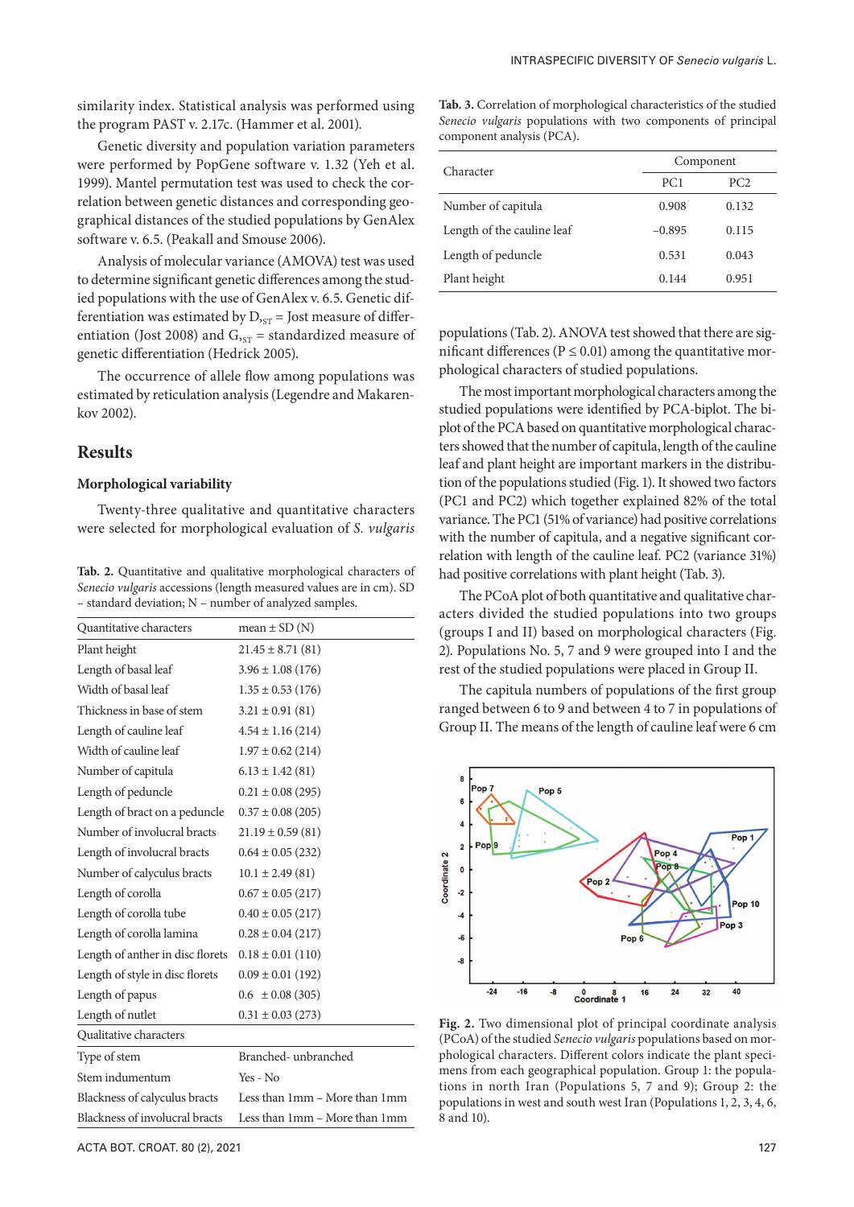similarity index. Statistical analysis was performed using the program PAST v. 2.17c. (Hammer et al. 2001).

Genetic diversity and population variation parameters were performed by PopGene software v. 1.32 (Yeh et al. 1999). Mantel permutation test was used to check the correlation between genetic distances and corresponding geographical distances of the studied populations by GenAlex software v. 6.5. (Peakall and Smouse 2006).

Analysis of molecular variance (AMOVA) test was used to determine significant genetic differences among the studied populations with the use of GenAlex v. 6.5. Genetic differentiation was estimated by $D_{ST}$ = Jost measure of differentiation (Jost 2008) and $G'_{ST}$ = standardized measure of genetic differentiation (Hedrick 2005).

The occurrence of allele flow among populations was estimated by reticulation analysis (Legendre and Makarenkov 2002).

## Results

### Morphological variability

Twenty-three qualitative and quantitative characters were selected for morphological evaluation of *S. vulgaris* populations (Tab. 2). ANOVA test showed that there are significant differences (P ≤ 0.01) among the quantitative morphological characters of studied populations.

**Tab. 2.** Quantitative and qualitative morphological characters of *Senecio vulgaris* accessions (length measured values are in cm). SD – standard deviation; N – number of analyzed samples.

| Quantitative characters | mean ± SD (N) |
|---|---|
| Plant height | 21.45 ± 8.71 (81) |
| Length of basal leaf | 3.96 ± 1.08 (176) |
| Width of basal leaf | 1.35 ± 0.53 (176) |
| Thickness in base of stem | 3.21 ± 0.91 (81) |
| Length of cauline leaf | 4.54 ± 1.16 (214) |
| Width of cauline leaf | 1.97 ± 0.62 (214) |
| Number of capitula | 6.13 ± 1.42 (81) |
| Length of peduncle | 0.21 ± 0.08 (295) |
| Length of bract on a peduncle | 0.37 ± 0.08 (205) |
| Number of involucral bracts | 21.19 ± 0.59 (81) |
| Length of involucral bracts | 0.64 ± 0.05 (232) |
| Number of calyculus bracts | 10.1 ± 2.49 (81) |
| Length of corolla | 0.67 ± 0.05 (217) |
| Length of corolla tube | 0.40 ± 0.05 (217) |
| Length of corolla lamina | 0.28 ± 0.04 (217) |
| Length of anther in disc florets | 0.18 ± 0.01 (110) |
| Length of style in disc florets | 0.09 ± 0.01 (192) |
| Length of papus | 0.6 ± 0.08 (305) |
| Length of nutlet | 0.31 ± 0.03 (273) |
| **Qualitative characters** | |
| Type of stem | Branched- unbranched |
| Stem indumentum | Yes - No |
| Blackness of calyculus bracts | Less than 1mm – More than 1mm |
| Blackness of involucral bracts | Less than 1mm – More than 1mm |

**Tab. 3.** Correlation of morphological characteristics of the studied *Senecio vulgaris* populations with two components of principal component analysis (PCA).

| Character | Component | |
|---|---|---|
| | PC1 | PC2 |
| Number of capitula | 0.908 | 0.132 |
| Length of the cauline leaf | −0.895 | 0.115 |
| Length of peduncle | 0.531 | 0.043 |
| Plant height | 0.144 | 0.951 |

The most important morphological characters among the studied populations were identified by PCA-biplot. The biplot of the PCA based on quantitative morphological characters showed that the number of capitula, length of the cauline leaf and plant height are important markers in the distribution of the populations studied (Fig. 1). It showed two factors (PC1 and PC2) which together explained 82% of the total variance. The PC1 (51% of variance) had positive correlations with the number of capitula, and a negative significant correlation with length of the cauline leaf. PC2 (variance 31%) had positive correlations with plant height (Tab. 3).

The PCoA plot of both quantitative and qualitative characters divided the studied populations into two groups (groups I and II) based on morphological characters (Fig. 2). Populations No. 5, 7 and 9 were grouped into I and the rest of the studied populations were placed in Group II.

The capitula numbers of populations of the first group ranged between 6 to 9 and between 4 to 7 in populations of Group II. The means of the length of cauline leaf were 6 cm

**Fig. 2.** Two dimensional plot of principal coordinate analysis (PCoA) of the studied *Senecio vulgaris* populations based on morphological characters. Different colors indicate the plant specimens from each geographical population. Group 1: the populations in north Iran (Populations 5, 7 and 9); Group 2: the populations in west and south west Iran (Populations 1, 2, 3, 4, 6, 8 and 10).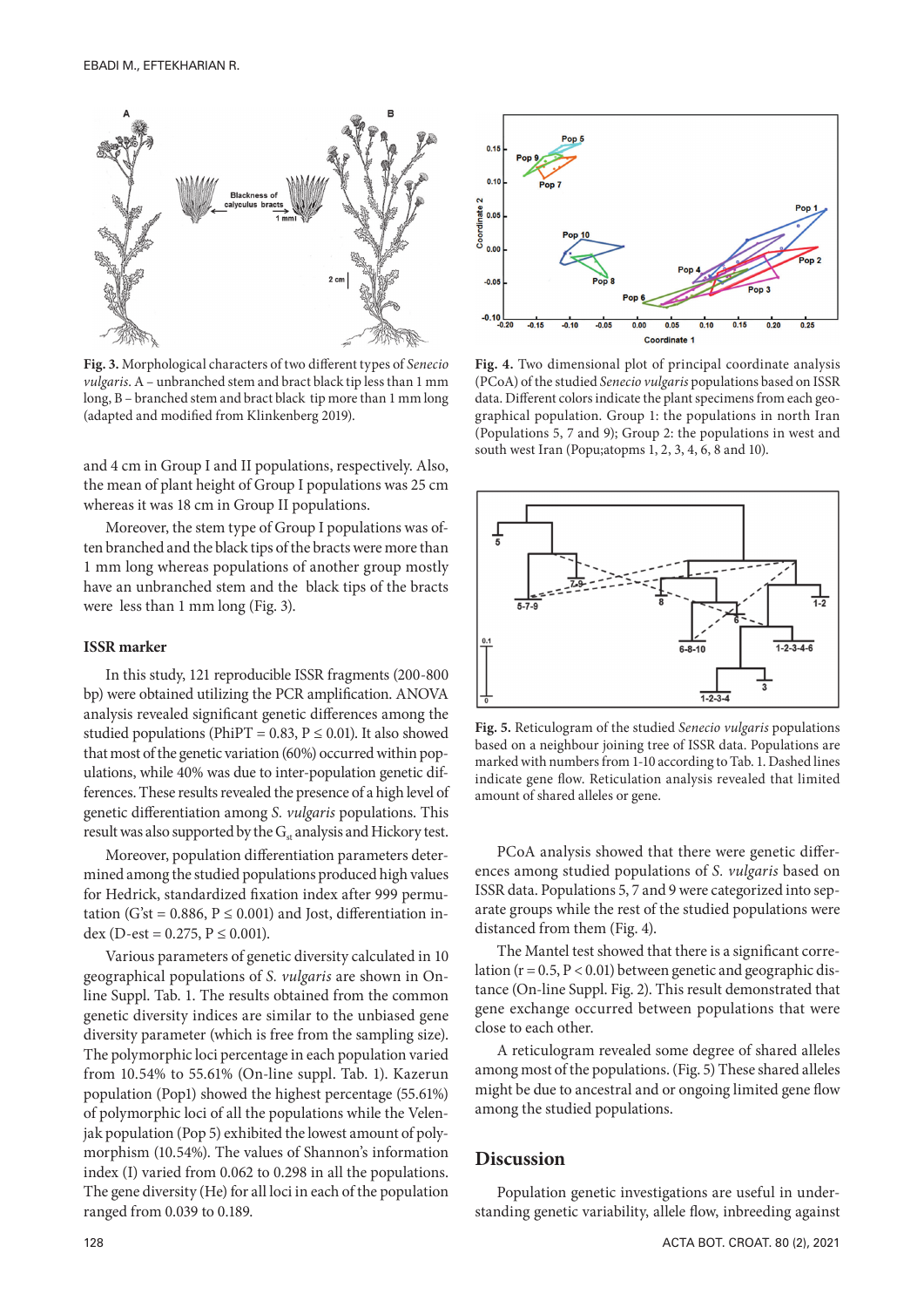**Fig. 3.** Morphological characters of two different types of *Senecio vulgaris*. A – unbranched stem and bract black tip less than 1 mm long, B – branched stem and bract black tip more than 1 mm long (adapted and modified from Klinkenberg 2019).

**Fig. 4.** Two dimensional plot of principal coordinate analysis (PCoA) of the studied *Senecio vulgaris* populations based on ISSR data. Different colors indicate the plant specimens from each geographical population. Group 1: the populations in north Iran (Populations 5, 7 and 9); Group 2: the populations in west and south west Iran (Popu;atopms 1, 2, 3, 4, 6, 8 and 10).

**Fig. 5.** Reticulogram of the studied *Senecio vulgaris* populations based on a neighbour joining tree of ISSR data. Populations are marked with numbers from 1-10 according to Tab. 1. Dashed lines indicate gene flow. Reticulation analysis revealed that limited amount of shared alleles or gene.

and 4 cm in Group I and II populations, respectively. Also, the mean of plant height of Group I populations was 25 cm whereas it was 18 cm in Group II populations.

Moreover, the stem type of Group I populations was often branched and the black tips of the bracts were more than 1 mm long whereas populations of another group mostly have an unbranched stem and the black tips of the bracts were less than 1 mm long (Fig. 3).

### ISSR marker

In this study, 121 reproducible ISSR fragments (200-800 bp) were obtained utilizing the PCR amplification. ANOVA analysis revealed significant genetic differences among the studied populations (PhiPT = 0.83, $P \leq 0.01$). It also showed that most of the genetic variation (60%) occurred within populations, while 40% was due to inter-population genetic differences. These results revealed the presence of a high level of genetic differentiation among *S. vulgaris* populations. This result was also supported by the $G_{st}$ analysis and Hickory test.

Moreover, population differentiation parameters determined among the studied populations produced high values for Hedrick, standardized fixation index after 999 permutation (G'st = 0.886, $P \leq 0.001$) and Jost, differentiation index (D-est = 0.275, $P \leq 0.001$).

Various parameters of genetic diversity calculated in 10 geographical populations of *S. vulgaris* are shown in On-line Suppl. Tab. 1. The results obtained from the common genetic diversity indices are similar to the unbiased gene diversity parameter (which is free from the sampling size). The polymorphic loci percentage in each population varied from 10.54% to 55.61% (On-line suppl. Tab. 1). Kazerun population (Pop1) showed the highest percentage (55.61%) of polymorphic loci of all the populations while the Velenjak population (Pop 5) exhibited the lowest amount of polymorphism (10.54%). The values of Shannon's information index (I) varied from 0.062 to 0.298 in all the populations. The gene diversity (He) for all loci in each of the population ranged from 0.039 to 0.189.

PCoA analysis showed that there were genetic differences among studied populations of *S. vulgaris* based on ISSR data. Populations 5, 7 and 9 were categorized into separate groups while the rest of the studied populations were distanced from them (Fig. 4).

The Mantel test showed that there is a significant correlation ($r = 0.5$, $P < 0.01$) between genetic and geographic distance (On-line Suppl. Fig. 2). This result demonstrated that gene exchange occurred between populations that were close to each other.

A reticulogram revealed some degree of shared alleles among most of the populations. (Fig. 5) These shared alleles might be due to ancestral and or ongoing limited gene flow among the studied populations.

## Discussion

Population genetic investigations are useful in understanding genetic variability, allele flow, inbreeding against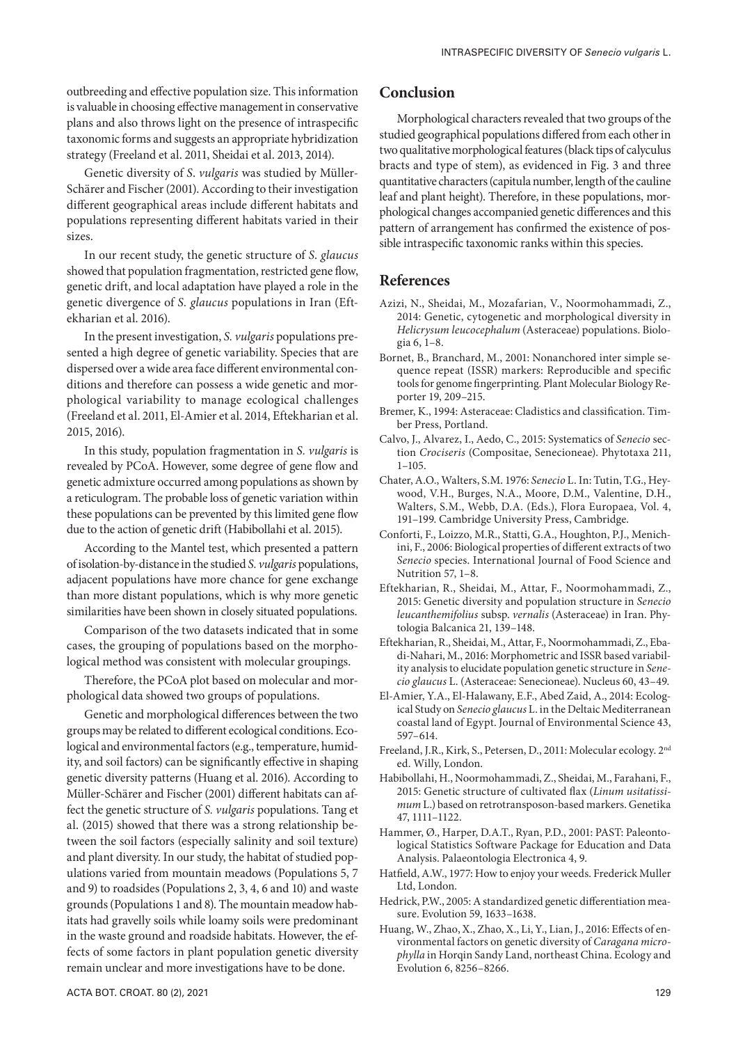outbreeding and effective population size. This information is valuable in choosing effective management in conservative plans and also throws light on the presence of intraspecific taxonomic forms and suggests an appropriate hybridization strategy (Freeland et al. 2011, Sheidai et al. 2013, 2014).

Genetic diversity of *S. vulgaris* was studied by Müller-Schärer and Fischer (2001). According to their investigation different geographical areas include different habitats and populations representing different habitats varied in their sizes.

In our recent study, the genetic structure of *S. glaucus* showed that population fragmentation, restricted gene flow, genetic drift, and local adaptation have played a role in the genetic divergence of *S. glaucus* populations in Iran (Eftekharian et al. 2016).

In the present investigation, *S. vulgaris* populations presented a high degree of genetic variability. Species that are dispersed over a wide area face different environmental conditions and therefore can possess a wide genetic and morphological variability to manage ecological challenges (Freeland et al. 2011, El-Amier et al. 2014, Eftekharian et al. 2015, 2016).

In this study, population fragmentation in *S. vulgaris* is revealed by PCoA. However, some degree of gene flow and genetic admixture occurred among populations as shown by a reticulogram. The probable loss of genetic variation within these populations can be prevented by this limited gene flow due to the action of genetic drift (Habibollahi et al. 2015).

According to the Mantel test, which presented a pattern of isolation-by-distance in the studied *S. vulgaris* populations, adjacent populations have more chance for gene exchange than more distant populations, which is why more genetic similarities have been shown in closely situated populations.

Comparison of the two datasets indicated that in some cases, the grouping of populations based on the morphological method was consistent with molecular groupings.

Therefore, the PCoA plot based on molecular and morphological data showed two groups of populations.

Genetic and morphological differences between the two groups may be related to different ecological conditions. Ecological and environmental factors (e.g., temperature, humidity, and soil factors) can be significantly effective in shaping genetic diversity patterns (Huang et al. 2016). According to Müller-Schärer and Fischer (2001) different habitats can affect the genetic structure of *S. vulgaris* populations. Tang et al. (2015) showed that there was a strong relationship between the soil factors (especially salinity and soil texture) and plant diversity. In our study, the habitat of studied populations varied from mountain meadows (Populations 5, 7 and 9) to roadsides (Populations 2, 3, 4, 6 and 10) and waste grounds (Populations 1 and 8). The mountain meadow habitats had gravelly soils while loamy soils were predominant in the waste ground and roadside habitats. However, the effects of some factors in plant population genetic diversity remain unclear and more investigations have to be done.

## Conclusion

Morphological characters revealed that two groups of the studied geographical populations differed from each other in two qualitative morphological features (black tips of calyculus bracts and type of stem), as evidenced in Fig. 3 and three quantitative characters (capitula number, length of the cauline leaf and plant height). Therefore, in these populations, morphological changes accompanied genetic differences and this pattern of arrangement has confirmed the existence of possible intraspecific taxonomic ranks within this species.

## References

Azizi, N., Sheidai, M., Mozafarian, V., Noormohammadi, Z., 2014: Genetic, cytogenetic and morphological diversity in *Helicrysum leucocephalum* (Asteraceae) populations. Biologia 6, 1–8.

Bornet, B., Branchard, M., 2001: Nonanchored inter simple sequence repeat (ISSR) markers: Reproducible and specific tools for genome fingerprinting. Plant Molecular Biology Reporter 19, 209–215.

Bremer, K., 1994: Asteraceae: Cladistics and classification. Timber Press, Portland.

Calvo, J., Alvarez, I., Aedo, C., 2015: Systematics of *Senecio* section *Crociseris* (Compositae, Senecioneae). Phytotaxa 211, 1–105.

Chater, A.O., Walters, S.M. 1976: *Senecio* L. In: Tutin, T.G., Heywood, V.H., Burges, N.A., Moore, D.M., Valentine, D.H., Walters, S.M., Webb, D.A. (Eds.), Flora Europaea, Vol. 4, 191–199. Cambridge University Press, Cambridge.

Conforti, F., Loizzo, M.R., Statti, G.A., Houghton, P.J., Menichini, F., 2006: Biological properties of different extracts of two *Senecio* species. International Journal of Food Science and Nutrition 57, 1–8.

Eftekharian, R., Sheidai, M., Attar, F., Noormohammadi, Z., 2015: Genetic diversity and population structure in *Senecio leucanthemifolius* subsp. *vernalis* (Asteraceae) in Iran. Phytologia Balcanica 21, 139–148.

Eftekharian, R., Sheidai, M., Attar, F., Noormohammadi, Z., Ebadi-Nahari, M., 2016: Morphometric and ISSR based variability analysis to elucidate population genetic structure in *Senecio glaucus* L. (Asteraceae: Senecioneae). Nucleus 60, 43–49.

El-Amier, Y.A., El-Halawany, E.F., Abed Zaid, A., 2014: Ecological Study on *Senecio glaucus* L. in the Deltaic Mediterranean coastal land of Egypt. Journal of Environmental Science 43, 597–614.

Freeland, J.R., Kirk, S., Petersen, D., 2011: Molecular ecology. 2nd ed. Willy, London.

Habibollahi, H., Noormohammadi, Z., Sheidai, M., Farahani, F., 2015: Genetic structure of cultivated flax (*Linum usitatissimum* L.) based on retrotransposon-based markers. Genetika 47, 1111–1122.

Hammer, Ø., Harper, D.A.T., Ryan, P.D., 2001: PAST: Paleontological Statistics Software Package for Education and Data Analysis. Palaeontologia Electronica 4, 9.

Hatfield, A.W., 1977: How to enjoy your weeds. Frederick Muller Ltd, London.

Hedrick, P.W., 2005: A standardized genetic differentiation measure. Evolution 59, 1633–1638.

Huang, W., Zhao, X., Zhao, X., Li, Y., Lian, J., 2016: Effects of environmental factors on genetic diversity of *Caragana microphylla* in Horqin Sandy Land, northeast China. Ecology and Evolution 6, 8256–8266.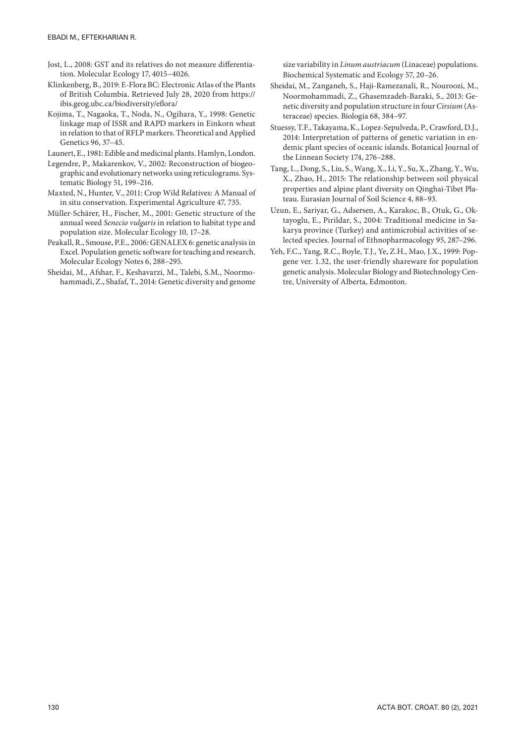Jost, L., 2008: GST and its relatives do not measure differentiation. Molecular Ecology 17, 4015–4026.

Klinkenberg, B., 2019: E-Flora BC: Electronic Atlas of the Plants of British Columbia. Retrieved July 28, 2020 from https://ibis.geog.ubc.ca/biodiversity/eflora/

Kojima, T., Nagaoka, T., Noda, N., Ogihara, Y., 1998: Genetic linkage map of ISSR and RAPD markers in Einkorn wheat in relation to that of RFLP markers. Theoretical and Applied Genetics 96, 37–45.

Launert, E., 1981: Edible and medicinal plants. Hamlyn, London.

Legendre, P., Makarenkov, V., 2002: Reconstruction of biogeographic and evolutionary networks using reticulograms. Systematic Biology 51, 199–216.

Maxted, N., Hunter, V., 2011: Crop Wild Relatives: A Manual of in situ conservation. Experimental Agriculture 47, 735.

Müller-Schärer, H., Fischer, M., 2001: Genetic structure of the annual weed *Senecio vulgaris* in relation to habitat type and population size. Molecular Ecology 10, 17–28.

Peakall, R., Smouse, P.E., 2006: GENALEX 6: genetic analysis in Excel. Population genetic software for teaching and research. Molecular Ecology Notes 6, 288–295.

Sheidai, M., Afshar, F., Keshavarzi, M., Talebi, S.M., Noormohammadi, Z., Shafaf, T., 2014: Genetic diversity and genome size variability in *Linum austriacum* (Linaceae) populations. Biochemical Systematic and Ecology 57, 20–26.

Sheidai, M., Zanganeh, S., Haji-Ramezanali, R., Nouroozi, M., Noormohammadi, Z., Ghasemzadeh-Baraki, S., 2013: Genetic diversity and population structure in four *Cirsium* (Asteraceae) species. Biologia 68, 384–97.

Stuessy, T.F., Takayama, K., Lopez-Sepulveda, P., Crawford, D.J., 2014: Interpretation of patterns of genetic variation in endemic plant species of oceanic islands. Botanical Journal of the Linnean Society 174, 276–288.

Tang, L., Dong, S., Liu, S., Wang, X., Li, Y., Su, X., Zhang, Y., Wu, X., Zhao, H., 2015: The relationship between soil physical properties and alpine plant diversity on Qinghai-Tibet Plateau. Eurasian Journal of Soil Science 4, 88–93.

Uzun, E., Sariyar, G., Adsersen, A., Karakoc, B., Otuk, G., Oktayoglu, E., Pirildar, S., 2004: Traditional medicine in Sakarya province (Turkey) and antimicrobial activities of selected species. Journal of Ethnopharmacology 95, 287–296.

Yeh, F.C., Yang, R.C., Boyle, T.J., Ye, Z.H., Mao, J.X., 1999: Popgene ver. 1.32, the user-friendly shareware for population genetic analysis. Molecular Biology and Biotechnology Centre, University of Alberta, Edmonton.